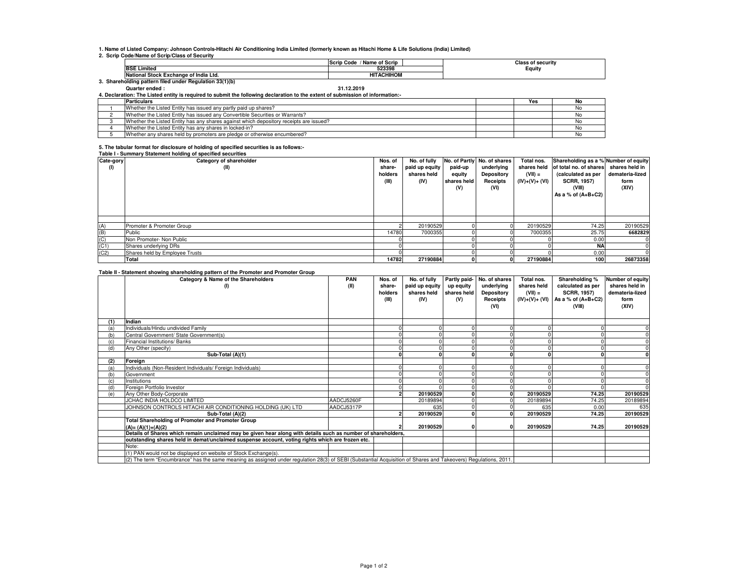1. Name of Listed Company: Johnson Controls-Hitachi Air Conditioning India Limited (formerly known as Hitachi Home & Life Solutions (India) Limited)

2. Scrip Code/Name of Scrip/Class of Security

| | Scrip Code / Name of Scrip | Class of security |
|---|---|---|
| BSE Limited | 523398 | Equity |
| National Stock Exchange of India Ltd. | HITACHIHOM | |

3. Shareholding pattern filed under Regulation 33(1)(b)

Quarter ended : 31.12.2019

4. Declaration: The Listed entity is required to submit the following declaration to the extent of submission of information:-

| | Particulars | | Yes | No |
|---|---|---|---|---|
| 1 | Whether the Listed Entity has issued any partly paid up shares? | | | No |
| 2 | Whether the Listed Entity has issued any Convertible Securities or Warrants? | | | No |
| 3 | Whether the Listed Entity has any shares against which depository receipts are issued? | | | No |
| 4 | Whether the Listed Entity has any shares in locked-in? | | | No |
| 5 | Whether any shares held by promoters are pledge or otherwise encumbered? | | | No |

5. The tabular format for disclosure of holding of specified securities is as follows:-

Table I - Summary Statement holding of specified securities

| Cate-gory (I) | Category of shareholder (II) | Nos. of share-holders (III) | No. of fully paid up equity shares held (IV) | No. of Partly paid-up equity shares held (V) | No. of shares underlying Depository Receipts (VI) | Total nos. shares held (VII) = (IV)+(V)+ (VI) | Shareholding as a % of total no. of shares (calculated as per SCRR, 1957) (VIII) As a % of (A+B+C2) | Number of equity shares held in demateria-lized form (XIV) |
|---|---|---|---|---|---|---|---|---|
| (A) | Promoter & Promoter Group | 2 | 20190529 | 0 | 0 | 20190529 | 74.25 | 20190529 |
| (B) | Public | 14780 | 7000355 | 0 | 0 | 7000355 | 25.75 | 6682829 |
| (C) | Non Promoter- Non Public | 0 | | 0 | 0 | 0 | 0.00 | 0 |
| (C1) | Shares underlying DRs | 0 | | 0 | 0 | 0 | NA | 0 |
| (C2) | Shares held by Employee Trusts | 0 | | 0 | 0 | 0 | 0.00 | 0 |
| | **Total** | **14782** | **27190884** | **0** | **0** | **27190884** | **100** | **26873358** |

Table II - Statement showing shareholding pattern of the Promoter and Promoter Group

| | Category & Name of the Shareholders (I) | PAN (II) | Nos. of share-holders (III) | No. of fully paid up equity shares held (IV) | Partly paid-up equity shares held (V) | No. of shares underlying Depository Receipts (VI) | Total nos. shares held (VII) = (IV)+(V)+ (VI) | Shareholding % calculated as per SCRR, 1957) As a % of (A+B+C2) (VIII) | Number of equity shares held in demateria-lized form (XIV) |
|---|---|---|---|---|---|---|---|---|---|
| **(1)** | **Indian** | | | | | | | | |
| (a) | Individuals/Hindu undivided Family | | 0 | 0 | 0 | 0 | 0 | 0 | 0 |
| (b) | Central Government/ State Government(s) | | 0 | 0 | 0 | 0 | 0 | 0 | 0 |
| (c) | Financial Institutions/ Banks | | 0 | 0 | 0 | 0 | 0 | 0 | 0 |
| (d) | Any Other (specify) | | 0 | 0 | 0 | 0 | 0 | 0 | 0 |
| | **Sub-Total (A)(1)** | | **0** | **0** | **0** | **0** | **0** | **0** | **0** |
| **(2)** | **Foreign** | | | | | | | | |
| (a) | Individuals (Non-Resident Individuals/ Foreign Individuals) | | 0 | 0 | 0 | 0 | 0 | 0 | 0 |
| (b) | Government | | 0 | 0 | 0 | 0 | 0 | 0 | 0 |
| (c) | Institutions | | 0 | 0 | 0 | 0 | 0 | 0 | 0 |
| (d) | Foreign Portfolio Investor | | 0 | 0 | 0 | 0 | 0 | 0 | 0 |
| (e) | Any Other Body-Corporate | | **2** | **20190529** | **0** | **0** | **20190529** | **74.25** | **20190529** |
| | JCHAC INDIA HOLDCO LIMITED | AADCJ5260F | | 20189894 | 0 | 0 | 20189894 | 74.25 | 20189894 |
| | JOHNSON CONTROLS HITACHI AIR CONDITIONING HOLDING (UK) LTD | AADCJ5317P | | 635 | 0 | 0 | 635 | 0.00 | 635 |
| | **Sub-Total (A)(2)** | | **2** | **20190529** | **0** | **0** | **20190529** | **74.25** | **20190529** |
| | **Total Shareholding of Promoter and Promoter Group (A)= (A)(1)+(A)(2)** | | **2** | **20190529** | **0** | **0** | **20190529** | **74.25** | **20190529** |
| | **Details of Shares which remain unclaimed may be given hear along with details such as number of shareholders, outstanding shares held in demat/unclaimed suspense account, voting rights which are frozen etc.** | | | | | | | | |
| | Note: | | | | | | | | |
| | (1) PAN would not be displayed on website of Stock Exchange(s). | | | | | | | | |
| | (2) The term "Encumbrance" has the same meaning as assigned under regulation 28(3) of SEBI (Substantial Acquisition of Shares and Takeovers) Regulations, 2011. | | | | | | | | |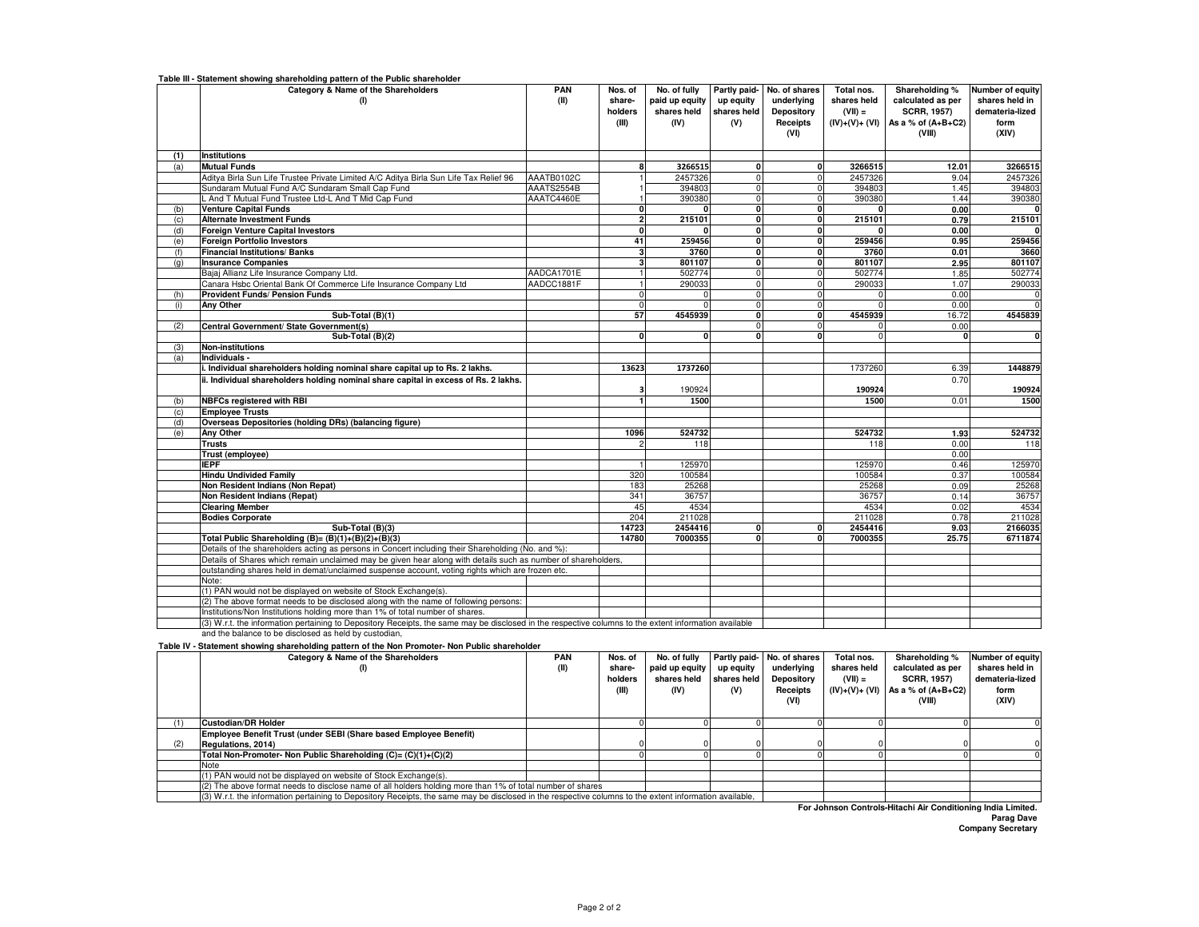**Table III - Statement showing shareholding pattern of the Public shareholder**

| | Category & Name of the Shareholders (I) | PAN (II) | Nos. of share-holders (III) | No. of fully paid up equity shares held (IV) | Partly paid-up equity shares held (V) | No. of shares underlying Depository Receipts (VI) | Total nos. shares held (VII) = (IV)+(V)+ (VI) | Shareholding % calculated as per SCRR, 1957) As a % of (A+B+C2) (VIII) | Number of equity shares held in demateria-lized form (XIV) |
|---|---|---|---|---|---|---|---|---|---|
| (1) | **Institutions** | | | | | | | | |
| (a) | **Mutual Funds** | | 8 | 3266515 | 0 | 0 | 3266515 | 12.01 | 3266515 |
| | Aditya Birla Sun Life Trustee Private Limited A/C Aditya Birla Sun Life Tax Relief 96 | AAATB0102C | 1 | 2457326 | 0 | 0 | 2457326 | 9.04 | 2457326 |
| | Sundaram Mutual Fund A/C Sundaram Small Cap Fund | AAATS2554B | 1 | 394803 | 0 | 0 | 394803 | 1.45 | 394803 |
| | L And T Mutual Fund Trustee Ltd-L And T Mid Cap Fund | AAATC4460E | 1 | 390380 | 0 | 0 | 390380 | 1.44 | 390380 |
| (b) | **Venture Capital Funds** | | 0 | 0 | 0 | 0 | 0 | 0.00 | 0 |
| (c) | **Alternate Investment Funds** | | 2 | 215101 | 0 | 0 | 215101 | 0.79 | 215101 |
| (d) | **Foreign Venture Capital Investors** | | 0 | 0 | 0 | 0 | 0 | 0.00 | 0 |
| (e) | **Foreign Portfolio Investors** | | 41 | 259456 | 0 | 0 | 259456 | 0.95 | 259456 |
| (f) | **Financial Institutions/ Banks** | | 3 | 3760 | 0 | 0 | 3760 | 0.01 | 3660 |
| (g) | **Insurance Companies** | | 3 | 801107 | 0 | 0 | 801107 | 2.95 | 801107 |
| | Bajaj Allianz Life Insurance Company Ltd. | AADCA1701E | 1 | 502774 | 0 | 0 | 502774 | 1.85 | 502774 |
| | Canara Hsbc Oriental Bank Of Commerce Life Insurance Company Ltd | AADCC1881F | 1 | 290033 | 0 | 0 | 290033 | 1.07 | 290033 |
| (h) | **Provident Funds/ Pension Funds** | | 0 | 0 | 0 | 0 | 0 | 0.00 | 0 |
| (i) | **Any Other** | | 0 | 0 | 0 | 0 | 0 | 0.00 | 0 |
| | **Sub-Total (B)(1)** | | 57 | 4545939 | 0 | 0 | 4545939 | 16.72 | 4545839 |
| (2) | **Central Government/ State Government(s)** | | | | 0 | 0 | 0 | 0.00 | |
| | **Sub-Total (B)(2)** | | 0 | 0 | 0 | 0 | 0 | 0 | 0 |
| (3) | **Non-institutions** | | | | | | | | |
| (a) | **Individuals -** | | | | | | | | |
| | **i. Individual shareholders holding nominal share capital up to Rs. 2 lakhs.** | | 13623 | 1737260 | | | 1737260 | 6.39 | 1448879 |
| | **ii. Individual shareholders holding nominal share capital in excess of Rs. 2 lakhs.** | | 3 | 190924 | | | 190924 | 0.70 | 190924 |
| (b) | **NBFCs registered with RBI** | | 1 | 1500 | | | 1500 | 0.01 | 1500 |
| (c) | **Employee Trusts** | | | | | | | | |
| (d) | **Overseas Depositories (holding DRs) (balancing figure)** | | | | | | | | |
| (e) | **Any Other** | | 1096 | 524732 | | | 524732 | 1.93 | 524732 |
| | **Trusts** | | 2 | 118 | | | 118 | 0.00 | 118 |
| | **Trust (employee)** | | | | | | | 0.00 | |
| | **IEPF** | | 1 | 125970 | | | 125970 | 0.46 | 125970 |
| | **Hindu Undivided Family** | | 320 | 100584 | | | 100584 | 0.37 | 100584 |
| | **Non Resident Indians (Non Repat)** | | 183 | 25268 | | | 25268 | 0.09 | 25268 |
| | **Non Resident Indians (Repat)** | | 341 | 36757 | | | 36757 | 0.14 | 36757 |
| | **Clearing Member** | | 45 | 4534 | | | 4534 | 0.02 | 4534 |
| | **Bodies Corporate** | | 204 | 211028 | | | 211028 | 0.78 | 211028 |
| | **Sub-Total (B)(3)** | | 14723 | 2454416 | 0 | 0 | 2454416 | 9.03 | 2166035 |
| | **Total Public Shareholding (B)= (B)(1)+(B)(2)+(B)(3)** | | 14780 | 7000355 | 0 | 0 | 7000355 | 25.75 | 6711874 |
| | Details of the shareholders acting as persons in Concert including their Shareholding (No. and %): | | | | | | | | |
| | Details of Shares which remain unclaimed may be given hear along with details such as number of shareholders, | | | | | | | | |
| | outstanding shares held in demat/unclaimed suspense account, voting rights which are frozen etc. | | | | | | | | |
| | Note: | | | | | | | | |
| | (1) PAN would not be displayed on website of Stock Exchange(s). | | | | | | | | |
| | (2) The above format needs to be disclosed along with the name of following persons: | | | | | | | | |
| | Institutions/Non Institutions holding more than 1% of total number of shares. | | | | | | | | |
| | (3) W.r.t. the information pertaining to Depository Receipts, the same may be disclosed in the respective columns to the extent information available | | | | | | | | |

and the balance to be disclosed as held by custodian,

**Table IV - Statement showing shareholding pattern of the Non Promoter- Non Public shareholder**

| | Category & Name of the Shareholders (I) | PAN (II) | Nos. of share-holders (III) | No. of fully paid up equity shares held (IV) | Partly paid-up equity shares held (V) | No. of shares underlying Depository Receipts (VI) | Total nos. shares held (VII) = (IV)+(V)+ (VI) | Shareholding % calculated as per SCRR, 1957) As a % of (A+B+C2) (VIII) | Number of equity shares held in demateria-lized form (XIV) |
|---|---|---|---|---|---|---|---|---|---|
| (1) | **Custodian/DR Holder** | | 0 | 0 | 0 | 0 | 0 | 0 | 0 |
| (2) | **Employee Benefit Trust (under SEBI (Share based Employee Benefit) Regulations, 2014)** | | 0 | 0 | 0 | 0 | 0 | 0 | 0 |
| | **Total Non-Promoter- Non Public Shareholding (C)= (C)(1)+(C)(2)** | | 0 | 0 | 0 | 0 | 0 | 0 | 0 |
| | Note | | | | | | | | |
| | (1) PAN would not be displayed on website of Stock Exchange(s). | | | | | | | | |
| | (2) The above format needs to disclose name of all holders holding more than 1% of total number of shares | | | | | | | | |
| | (3) W.r.t. the information pertaining to Depository Receipts, the same may be disclosed in the respective columns to the extent information available, | | | | | | | | |

**For Johnson Controls-Hitachi Air Conditioning India Limited.**
**Parag Dave**
**Company Secretary**